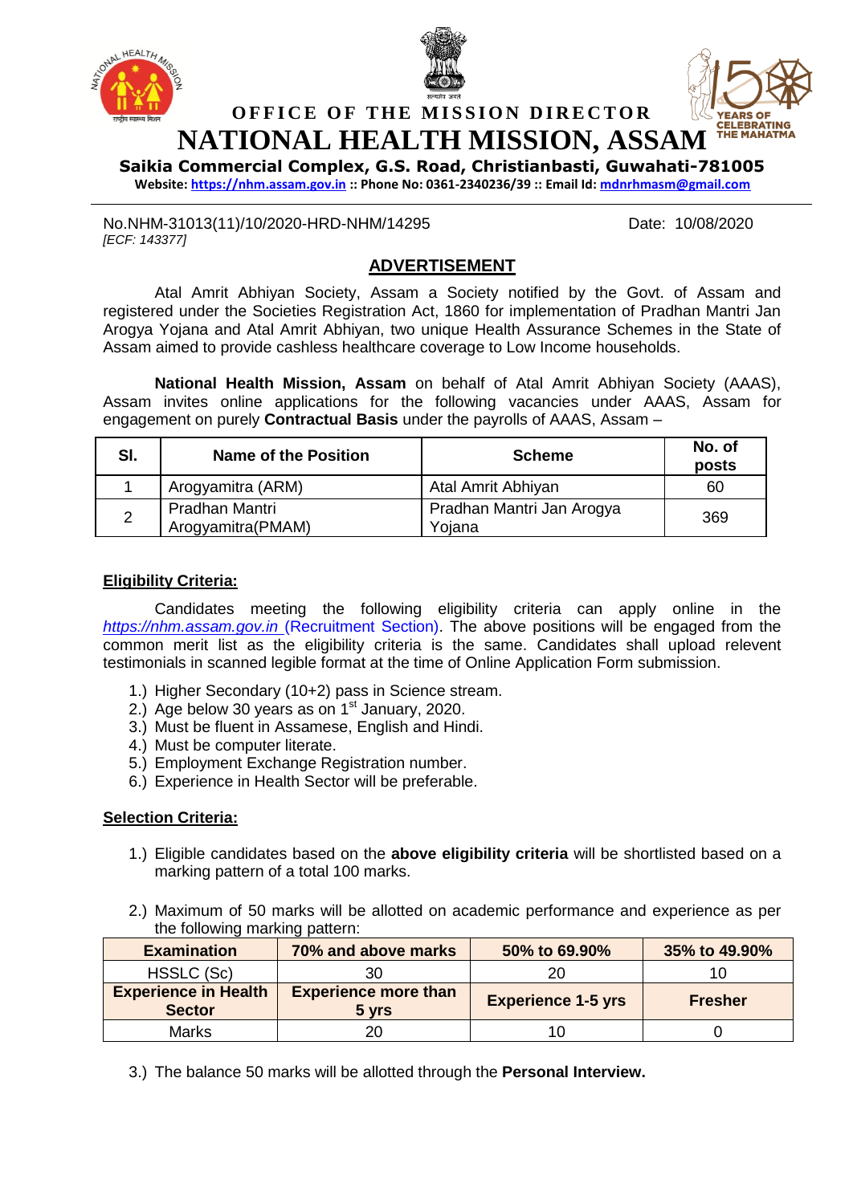OFFICE OF THE MISSION DIRECTOR

# NATIONAL HEALTH MISSION, ASSAM

**Saikia Commercial Complex, G.S. Road, Christianbasti, Guwahati-781005**

**Website: https://nhm.assam.gov.in :: Phone No: 0361-2340236/39 :: Email Id: mdnrhmasm@gmail.com**

No.NHM-31013(11)/10/2020-HRD-NHM/14295 Date: 10/08/2020
*[ECF: 143377]*

## ADVERTISEMENT

Atal Amrit Abhiyan Society, Assam a Society notified by the Govt. of Assam and registered under the Societies Registration Act, 1860 for implementation of Pradhan Mantri Jan Arogya Yojana and Atal Amrit Abhiyan, two unique Health Assurance Schemes in the State of Assam aimed to provide cashless healthcare coverage to Low Income households.

**National Health Mission, Assam** on behalf of Atal Amrit Abhiyan Society (AAAS), Assam invites online applications for the following vacancies under AAAS, Assam for engagement on purely **Contractual Basis** under the payrolls of AAAS, Assam –

| Sl. | Name of the Position | Scheme | No. of posts |
|---|---|---|---|
| 1 | Arogyamitra (ARM) | Atal Amrit Abhiyan | 60 |
| 2 | Pradhan Mantri Arogyamitra(PMAM) | Pradhan Mantri Jan Arogya Yojana | 369 |

### Eligibility Criteria:

Candidates meeting the following eligibility criteria can apply online in the *https://nhm.assam.gov.in* (Recruitment Section). The above positions will be engaged from the common merit list as the eligibility criteria is the same. Candidates shall upload relevent testimonials in scanned legible format at the time of Online Application Form submission.

1.) Higher Secondary (10+2) pass in Science stream.
2.) Age below 30 years as on 1st January, 2020.
3.) Must be fluent in Assamese, English and Hindi.
4.) Must be computer literate.
5.) Employment Exchange Registration number.
6.) Experience in Health Sector will be preferable.

### Selection Criteria:

1.) Eligible candidates based on the **above eligibility criteria** will be shortlisted based on a marking pattern of a total 100 marks.

2.) Maximum of 50 marks will be allotted on academic performance and experience as per the following marking pattern:

| Examination | 70% and above marks | 50% to 69.90% | 35% to 49.90% |
|---|---|---|---|
| HSSLC (Sc) | 30 | 20 | 10 |
| **Experience in Health Sector** | **Experience more than 5 yrs** | **Experience 1-5 yrs** | **Fresher** |
| Marks | 20 | 10 | 0 |

3.) The balance 50 marks will be allotted through the **Personal Interview.**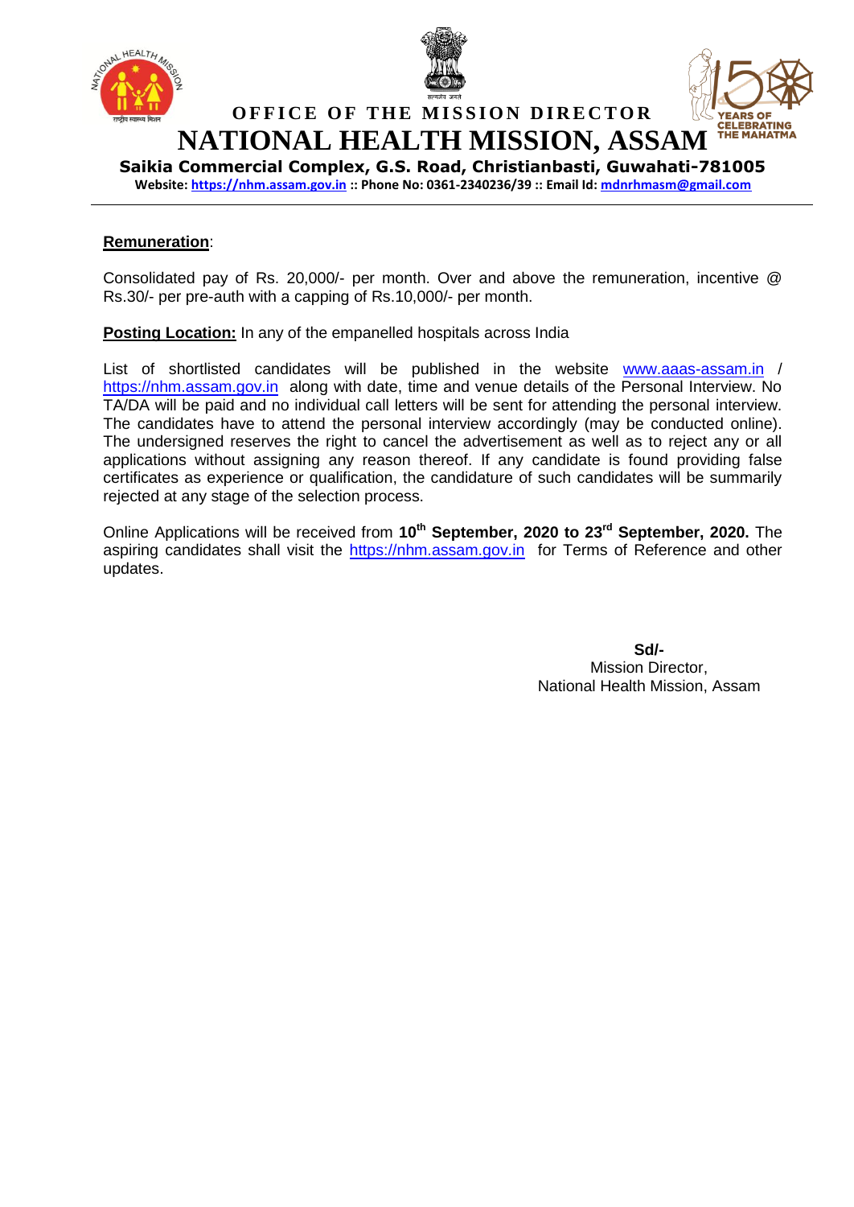# OFFICE OF THE MISSION DIRECTOR

# NATIONAL HEALTH MISSION, ASSAM

**Saikia Commercial Complex, G.S. Road, Christianbasti, Guwahati-781005**

**Website: https://nhm.assam.gov.in :: Phone No: 0361-2340236/39 :: Email Id: mdnrhmasm@gmail.com**

---

**Remuneration**:

Consolidated pay of Rs. 20,000/- per month. Over and above the remuneration, incentive @ Rs.30/- per pre-auth with a capping of Rs.10,000/- per month.

**Posting Location:** In any of the empanelled hospitals across India

List of shortlisted candidates will be published in the website www.aaas-assam.in / https://nhm.assam.gov.in along with date, time and venue details of the Personal Interview. No TA/DA will be paid and no individual call letters will be sent for attending the personal interview. The candidates have to attend the personal interview accordingly (may be conducted online). The undersigned reserves the right to cancel the advertisement as well as to reject any or all applications without assigning any reason thereof. If any candidate is found providing false certificates as experience or qualification, the candidature of such candidates will be summarily rejected at any stage of the selection process.

Online Applications will be received from **10th September, 2020 to 23rd September, 2020.** The aspiring candidates shall visit the https://nhm.assam.gov.in for Terms of Reference and other updates.

**Sd/-**
Mission Director,
National Health Mission, Assam